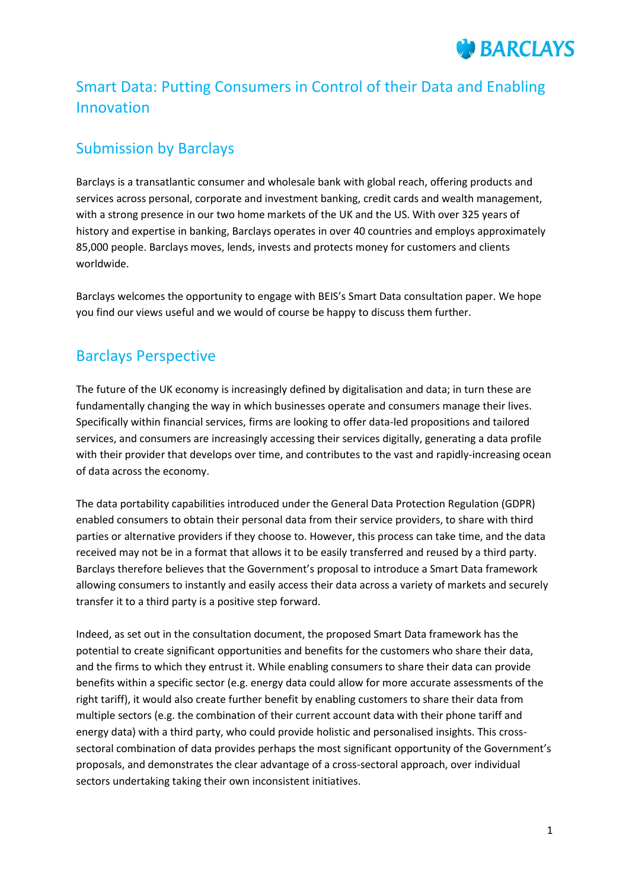# Smart Data: Putting Consumers in Control of their Data and Enabling Innovation

## Submission by Barclays

Barclays is a transatlantic consumer and wholesale bank with global reach, offering products and services across personal, corporate and investment banking, credit cards and wealth management, with a strong presence in our two home markets of the UK and the US. With over 325 years of history and expertise in banking, Barclays operates in over 40 countries and employs approximately 85,000 people. Barclays moves, lends, invests and protects money for customers and clients worldwide.

Barclays welcomes the opportunity to engage with BEIS's Smart Data consultation paper. We hope you find our views useful and we would of course be happy to discuss them further.

## Barclays Perspective

The future of the UK economy is increasingly defined by digitalisation and data; in turn these are fundamentally changing the way in which businesses operate and consumers manage their lives. Specifically within financial services, firms are looking to offer data-led propositions and tailored services, and consumers are increasingly accessing their services digitally, generating a data profile with their provider that develops over time, and contributes to the vast and rapidly-increasing ocean of data across the economy.

The data portability capabilities introduced under the General Data Protection Regulation (GDPR) enabled consumers to obtain their personal data from their service providers, to share with third parties or alternative providers if they choose to. However, this process can take time, and the data received may not be in a format that allows it to be easily transferred and reused by a third party. Barclays therefore believes that the Government's proposal to introduce a Smart Data framework allowing consumers to instantly and easily access their data across a variety of markets and securely transfer it to a third party is a positive step forward.

Indeed, as set out in the consultation document, the proposed Smart Data framework has the potential to create significant opportunities and benefits for the customers who share their data, and the firms to which they entrust it. While enabling consumers to share their data can provide benefits within a specific sector (e.g. energy data could allow for more accurate assessments of the right tariff), it would also create further benefit by enabling customers to share their data from multiple sectors (e.g. the combination of their current account data with their phone tariff and energy data) with a third party, who could provide holistic and personalised insights. This cross-sectoral combination of data provides perhaps the most significant opportunity of the Government's proposals, and demonstrates the clear advantage of a cross-sectoral approach, over individual sectors undertaking taking their own inconsistent initiatives.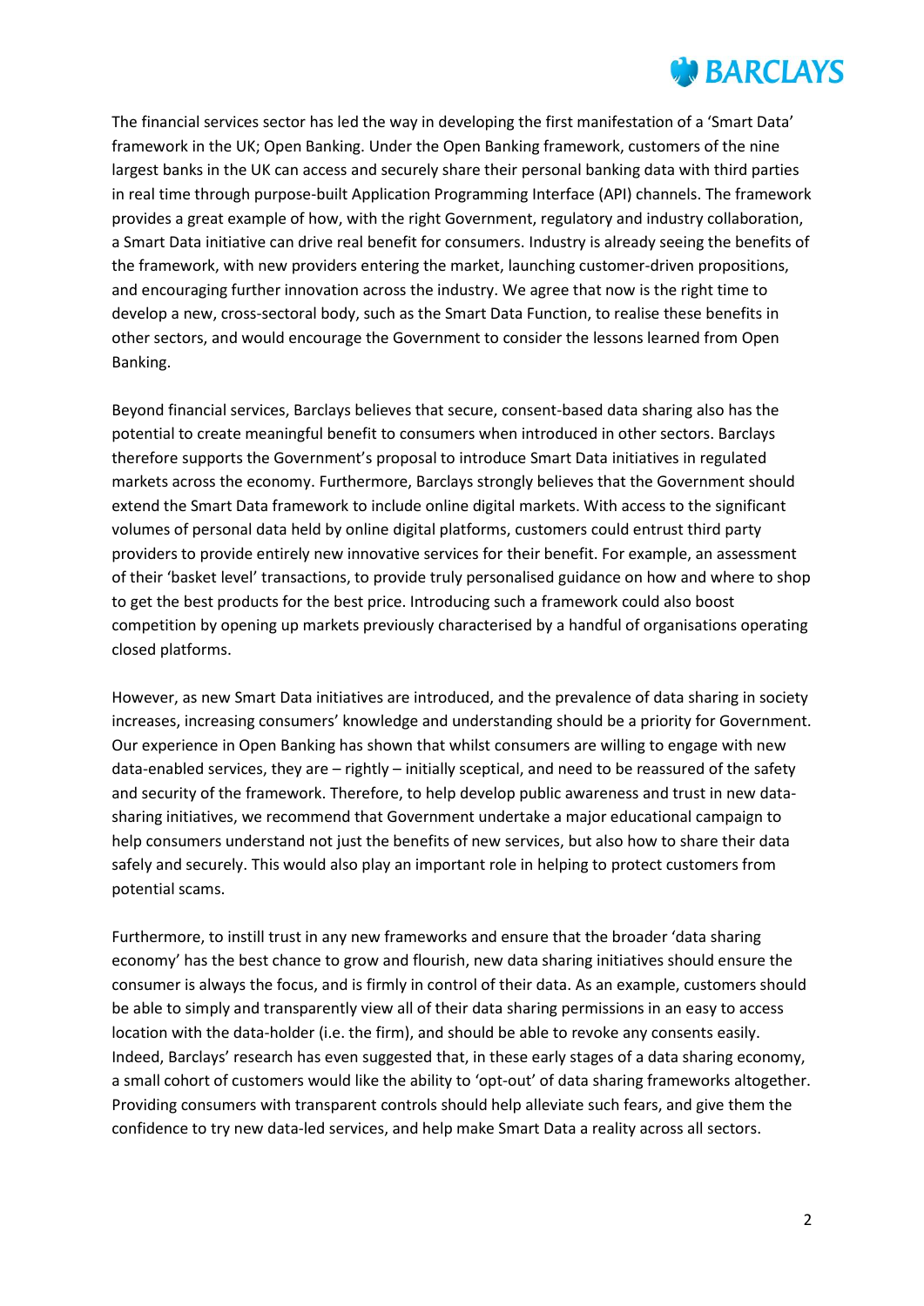The financial services sector has led the way in developing the first manifestation of a 'Smart Data' framework in the UK; Open Banking. Under the Open Banking framework, customers of the nine largest banks in the UK can access and securely share their personal banking data with third parties in real time through purpose-built Application Programming Interface (API) channels. The framework provides a great example of how, with the right Government, regulatory and industry collaboration, a Smart Data initiative can drive real benefit for consumers. Industry is already seeing the benefits of the framework, with new providers entering the market, launching customer-driven propositions, and encouraging further innovation across the industry. We agree that now is the right time to develop a new, cross-sectoral body, such as the Smart Data Function, to realise these benefits in other sectors, and would encourage the Government to consider the lessons learned from Open Banking.

Beyond financial services, Barclays believes that secure, consent-based data sharing also has the potential to create meaningful benefit to consumers when introduced in other sectors. Barclays therefore supports the Government's proposal to introduce Smart Data initiatives in regulated markets across the economy. Furthermore, Barclays strongly believes that the Government should extend the Smart Data framework to include online digital markets. With access to the significant volumes of personal data held by online digital platforms, customers could entrust third party providers to provide entirely new innovative services for their benefit. For example, an assessment of their 'basket level' transactions, to provide truly personalised guidance on how and where to shop to get the best products for the best price. Introducing such a framework could also boost competition by opening up markets previously characterised by a handful of organisations operating closed platforms.

However, as new Smart Data initiatives are introduced, and the prevalence of data sharing in society increases, increasing consumers' knowledge and understanding should be a priority for Government. Our experience in Open Banking has shown that whilst consumers are willing to engage with new data-enabled services, they are – rightly – initially sceptical, and need to be reassured of the safety and security of the framework. Therefore, to help develop public awareness and trust in new data-sharing initiatives, we recommend that Government undertake a major educational campaign to help consumers understand not just the benefits of new services, but also how to share their data safely and securely. This would also play an important role in helping to protect customers from potential scams.

Furthermore, to instill trust in any new frameworks and ensure that the broader 'data sharing economy' has the best chance to grow and flourish, new data sharing initiatives should ensure the consumer is always the focus, and is firmly in control of their data. As an example, customers should be able to simply and transparently view all of their data sharing permissions in an easy to access location with the data-holder (i.e. the firm), and should be able to revoke any consents easily. Indeed, Barclays' research has even suggested that, in these early stages of a data sharing economy, a small cohort of customers would like the ability to 'opt-out' of data sharing frameworks altogether. Providing consumers with transparent controls should help alleviate such fears, and give them the confidence to try new data-led services, and help make Smart Data a reality across all sectors.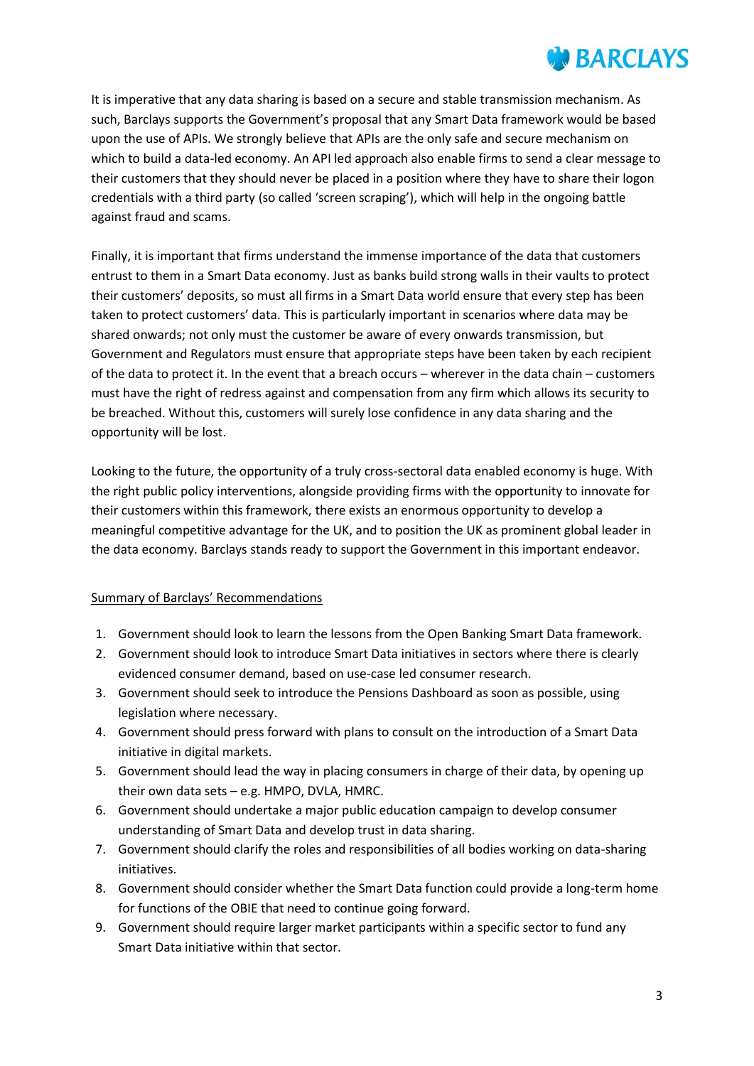It is imperative that any data sharing is based on a secure and stable transmission mechanism. As such, Barclays supports the Government's proposal that any Smart Data framework would be based upon the use of APIs. We strongly believe that APIs are the only safe and secure mechanism on which to build a data-led economy. An API led approach also enable firms to send a clear message to their customers that they should never be placed in a position where they have to share their logon credentials with a third party (so called 'screen scraping'), which will help in the ongoing battle against fraud and scams.

Finally, it is important that firms understand the immense importance of the data that customers entrust to them in a Smart Data economy. Just as banks build strong walls in their vaults to protect their customers' deposits, so must all firms in a Smart Data world ensure that every step has been taken to protect customers' data. This is particularly important in scenarios where data may be shared onwards; not only must the customer be aware of every onwards transmission, but Government and Regulators must ensure that appropriate steps have been taken by each recipient of the data to protect it. In the event that a breach occurs – wherever in the data chain – customers must have the right of redress against and compensation from any firm which allows its security to be breached. Without this, customers will surely lose confidence in any data sharing and the opportunity will be lost.

Looking to the future, the opportunity of a truly cross-sectoral data enabled economy is huge. With the right public policy interventions, alongside providing firms with the opportunity to innovate for their customers within this framework, there exists an enormous opportunity to develop a meaningful competitive advantage for the UK, and to position the UK as prominent global leader in the data economy. Barclays stands ready to support the Government in this important endeavor.

<u>Summary of Barclays' Recommendations</u>

1. Government should look to learn the lessons from the Open Banking Smart Data framework.
2. Government should look to introduce Smart Data initiatives in sectors where there is clearly evidenced consumer demand, based on use-case led consumer research.
3. Government should seek to introduce the Pensions Dashboard as soon as possible, using legislation where necessary.
4. Government should press forward with plans to consult on the introduction of a Smart Data initiative in digital markets.
5. Government should lead the way in placing consumers in charge of their data, by opening up their own data sets – e.g. HMPO, DVLA, HMRC.
6. Government should undertake a major public education campaign to develop consumer understanding of Smart Data and develop trust in data sharing.
7. Government should clarify the roles and responsibilities of all bodies working on data-sharing initiatives.
8. Government should consider whether the Smart Data function could provide a long-term home for functions of the OBIE that need to continue going forward.
9. Government should require larger market participants within a specific sector to fund any Smart Data initiative within that sector.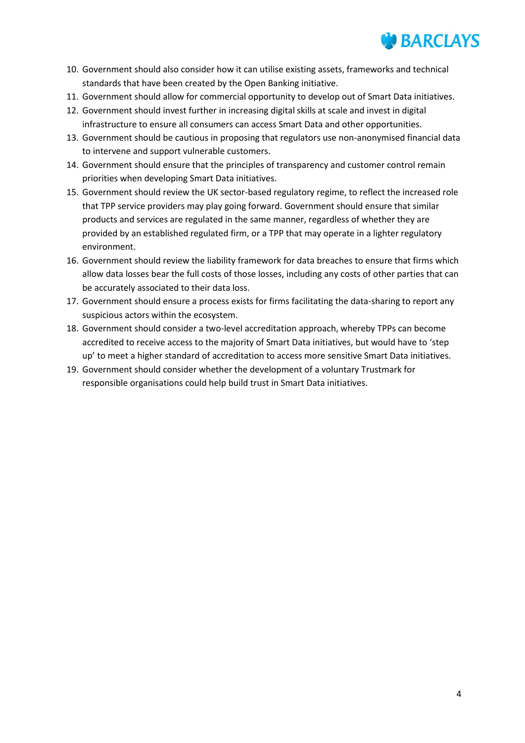10. Government should also consider how it can utilise existing assets, frameworks and technical standards that have been created by the Open Banking initiative.
11. Government should allow for commercial opportunity to develop out of Smart Data initiatives.
12. Government should invest further in increasing digital skills at scale and invest in digital infrastructure to ensure all consumers can access Smart Data and other opportunities.
13. Government should be cautious in proposing that regulators use non-anonymised financial data to intervene and support vulnerable customers.
14. Government should ensure that the principles of transparency and customer control remain priorities when developing Smart Data initiatives.
15. Government should review the UK sector-based regulatory regime, to reflect the increased role that TPP service providers may play going forward. Government should ensure that similar products and services are regulated in the same manner, regardless of whether they are provided by an established regulated firm, or a TPP that may operate in a lighter regulatory environment.
16. Government should review the liability framework for data breaches to ensure that firms which allow data losses bear the full costs of those losses, including any costs of other parties that can be accurately associated to their data loss.
17. Government should ensure a process exists for firms facilitating the data-sharing to report any suspicious actors within the ecosystem.
18. Government should consider a two-level accreditation approach, whereby TPPs can become accredited to receive access to the majority of Smart Data initiatives, but would have to 'step up' to meet a higher standard of accreditation to access more sensitive Smart Data initiatives.
19. Government should consider whether the development of a voluntary Trustmark for responsible organisations could help build trust in Smart Data initiatives.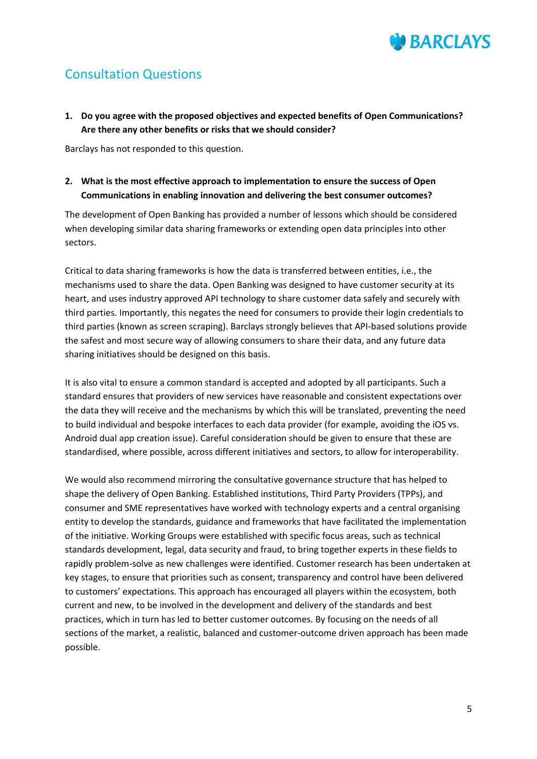## Consultation Questions

**1. Do you agree with the proposed objectives and expected benefits of Open Communications? Are there any other benefits or risks that we should consider?**

Barclays has not responded to this question.

**2. What is the most effective approach to implementation to ensure the success of Open Communications in enabling innovation and delivering the best consumer outcomes?**

The development of Open Banking has provided a number of lessons which should be considered when developing similar data sharing frameworks or extending open data principles into other sectors.

Critical to data sharing frameworks is how the data is transferred between entities, i.e., the mechanisms used to share the data. Open Banking was designed to have customer security at its heart, and uses industry approved API technology to share customer data safely and securely with third parties. Importantly, this negates the need for consumers to provide their login credentials to third parties (known as screen scraping). Barclays strongly believes that API-based solutions provide the safest and most secure way of allowing consumers to share their data, and any future data sharing initiatives should be designed on this basis.

It is also vital to ensure a common standard is accepted and adopted by all participants. Such a standard ensures that providers of new services have reasonable and consistent expectations over the data they will receive and the mechanisms by which this will be translated, preventing the need to build individual and bespoke interfaces to each data provider (for example, avoiding the iOS vs. Android dual app creation issue). Careful consideration should be given to ensure that these are standardised, where possible, across different initiatives and sectors, to allow for interoperability.

We would also recommend mirroring the consultative governance structure that has helped to shape the delivery of Open Banking. Established institutions, Third Party Providers (TPPs), and consumer and SME representatives have worked with technology experts and a central organising entity to develop the standards, guidance and frameworks that have facilitated the implementation of the initiative. Working Groups were established with specific focus areas, such as technical standards development, legal, data security and fraud, to bring together experts in these fields to rapidly problem-solve as new challenges were identified. Customer research has been undertaken at key stages, to ensure that priorities such as consent, transparency and control have been delivered to customers' expectations. This approach has encouraged all players within the ecosystem, both current and new, to be involved in the development and delivery of the standards and best practices, which in turn has led to better customer outcomes. By focusing on the needs of all sections of the market, a realistic, balanced and customer-outcome driven approach has been made possible.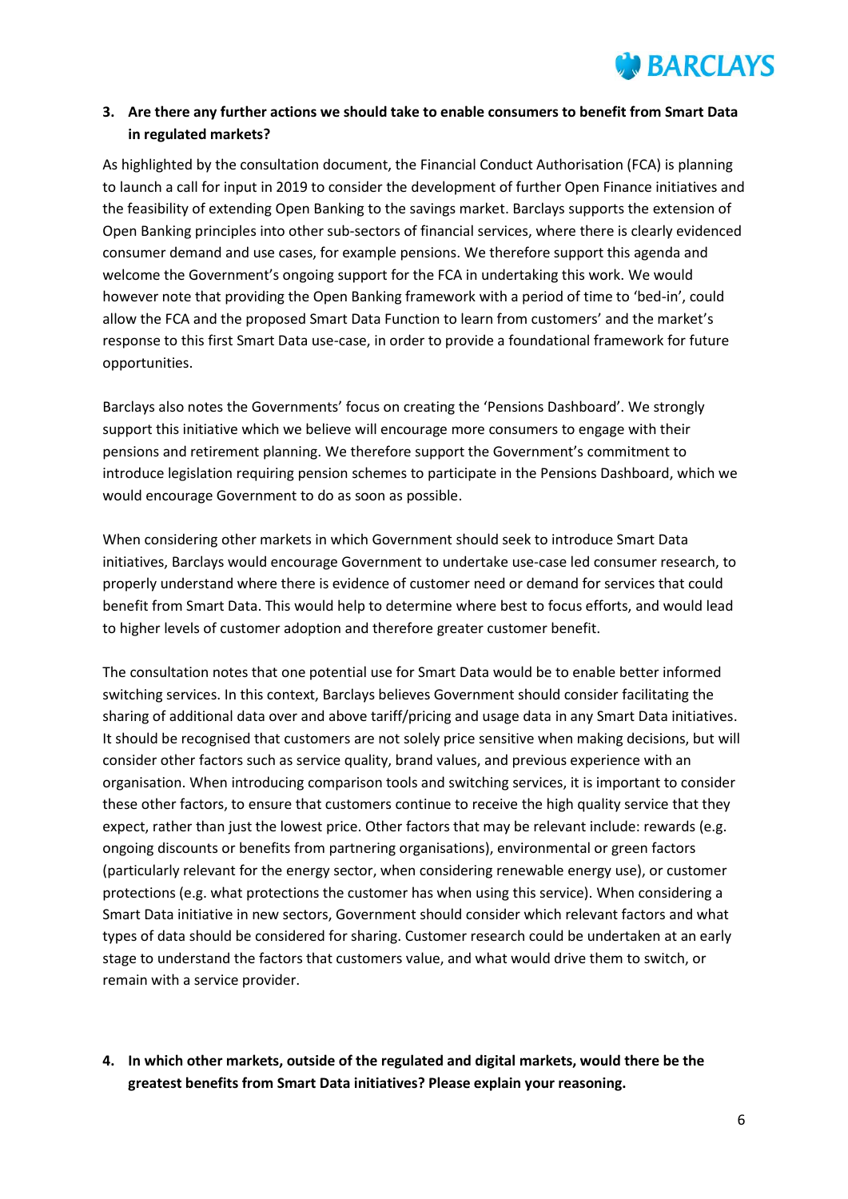3. **Are there any further actions we should take to enable consumers to benefit from Smart Data in regulated markets?**

As highlighted by the consultation document, the Financial Conduct Authorisation (FCA) is planning to launch a call for input in 2019 to consider the development of further Open Finance initiatives and the feasibility of extending Open Banking to the savings market. Barclays supports the extension of Open Banking principles into other sub-sectors of financial services, where there is clearly evidenced consumer demand and use cases, for example pensions. We therefore support this agenda and welcome the Government's ongoing support for the FCA in undertaking this work. We would however note that providing the Open Banking framework with a period of time to 'bed-in', could allow the FCA and the proposed Smart Data Function to learn from customers' and the market's response to this first Smart Data use-case, in order to provide a foundational framework for future opportunities.

Barclays also notes the Governments' focus on creating the 'Pensions Dashboard'. We strongly support this initiative which we believe will encourage more consumers to engage with their pensions and retirement planning. We therefore support the Government's commitment to introduce legislation requiring pension schemes to participate in the Pensions Dashboard, which we would encourage Government to do as soon as possible.

When considering other markets in which Government should seek to introduce Smart Data initiatives, Barclays would encourage Government to undertake use-case led consumer research, to properly understand where there is evidence of customer need or demand for services that could benefit from Smart Data. This would help to determine where best to focus efforts, and would lead to higher levels of customer adoption and therefore greater customer benefit.

The consultation notes that one potential use for Smart Data would be to enable better informed switching services. In this context, Barclays believes Government should consider facilitating the sharing of additional data over and above tariff/pricing and usage data in any Smart Data initiatives. It should be recognised that customers are not solely price sensitive when making decisions, but will consider other factors such as service quality, brand values, and previous experience with an organisation. When introducing comparison tools and switching services, it is important to consider these other factors, to ensure that customers continue to receive the high quality service that they expect, rather than just the lowest price. Other factors that may be relevant include: rewards (e.g. ongoing discounts or benefits from partnering organisations), environmental or green factors (particularly relevant for the energy sector, when considering renewable energy use), or customer protections (e.g. what protections the customer has when using this service). When considering a Smart Data initiative in new sectors, Government should consider which relevant factors and what types of data should be considered for sharing. Customer research could be undertaken at an early stage to understand the factors that customers value, and what would drive them to switch, or remain with a service provider.

4. **In which other markets, outside of the regulated and digital markets, would there be the greatest benefits from Smart Data initiatives? Please explain your reasoning.**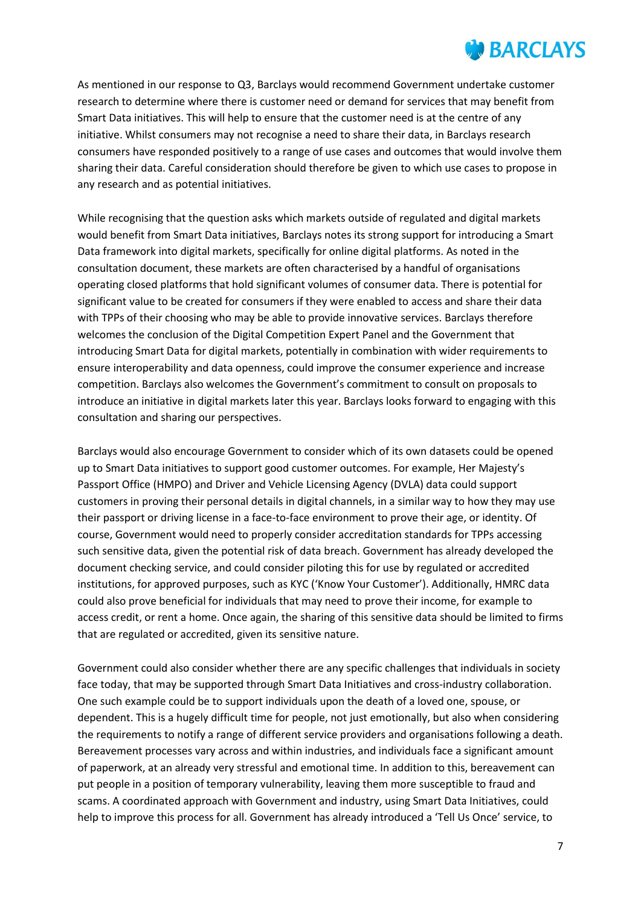As mentioned in our response to Q3, Barclays would recommend Government undertake customer research to determine where there is customer need or demand for services that may benefit from Smart Data initiatives. This will help to ensure that the customer need is at the centre of any initiative. Whilst consumers may not recognise a need to share their data, in Barclays research consumers have responded positively to a range of use cases and outcomes that would involve them sharing their data. Careful consideration should therefore be given to which use cases to propose in any research and as potential initiatives.

While recognising that the question asks which markets outside of regulated and digital markets would benefit from Smart Data initiatives, Barclays notes its strong support for introducing a Smart Data framework into digital markets, specifically for online digital platforms. As noted in the consultation document, these markets are often characterised by a handful of organisations operating closed platforms that hold significant volumes of consumer data. There is potential for significant value to be created for consumers if they were enabled to access and share their data with TPPs of their choosing who may be able to provide innovative services. Barclays therefore welcomes the conclusion of the Digital Competition Expert Panel and the Government that introducing Smart Data for digital markets, potentially in combination with wider requirements to ensure interoperability and data openness, could improve the consumer experience and increase competition. Barclays also welcomes the Government's commitment to consult on proposals to introduce an initiative in digital markets later this year. Barclays looks forward to engaging with this consultation and sharing our perspectives.

Barclays would also encourage Government to consider which of its own datasets could be opened up to Smart Data initiatives to support good customer outcomes. For example, Her Majesty's Passport Office (HMPO) and Driver and Vehicle Licensing Agency (DVLA) data could support customers in proving their personal details in digital channels, in a similar way to how they may use their passport or driving license in a face-to-face environment to prove their age, or identity. Of course, Government would need to properly consider accreditation standards for TPPs accessing such sensitive data, given the potential risk of data breach. Government has already developed the document checking service, and could consider piloting this for use by regulated or accredited institutions, for approved purposes, such as KYC ('Know Your Customer'). Additionally, HMRC data could also prove beneficial for individuals that may need to prove their income, for example to access credit, or rent a home. Once again, the sharing of this sensitive data should be limited to firms that are regulated or accredited, given its sensitive nature.

Government could also consider whether there are any specific challenges that individuals in society face today, that may be supported through Smart Data Initiatives and cross-industry collaboration. One such example could be to support individuals upon the death of a loved one, spouse, or dependent. This is a hugely difficult time for people, not just emotionally, but also when considering the requirements to notify a range of different service providers and organisations following a death. Bereavement processes vary across and within industries, and individuals face a significant amount of paperwork, at an already very stressful and emotional time. In addition to this, bereavement can put people in a position of temporary vulnerability, leaving them more susceptible to fraud and scams. A coordinated approach with Government and industry, using Smart Data Initiatives, could help to improve this process for all. Government has already introduced a 'Tell Us Once' service, to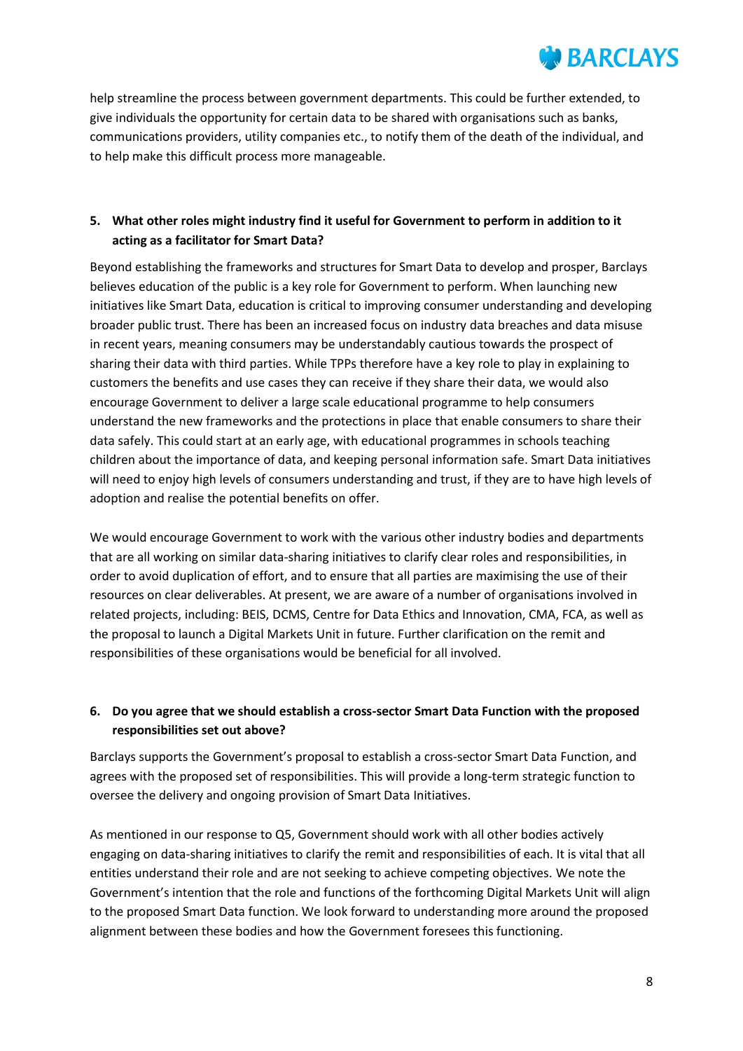help streamline the process between government departments. This could be further extended, to give individuals the opportunity for certain data to be shared with organisations such as banks, communications providers, utility companies etc., to notify them of the death of the individual, and to help make this difficult process more manageable.

5. **What other roles might industry find it useful for Government to perform in addition to it acting as a facilitator for Smart Data?**

Beyond establishing the frameworks and structures for Smart Data to develop and prosper, Barclays believes education of the public is a key role for Government to perform. When launching new initiatives like Smart Data, education is critical to improving consumer understanding and developing broader public trust. There has been an increased focus on industry data breaches and data misuse in recent years, meaning consumers may be understandably cautious towards the prospect of sharing their data with third parties. While TPPs therefore have a key role to play in explaining to customers the benefits and use cases they can receive if they share their data, we would also encourage Government to deliver a large scale educational programme to help consumers understand the new frameworks and the protections in place that enable consumers to share their data safely. This could start at an early age, with educational programmes in schools teaching children about the importance of data, and keeping personal information safe. Smart Data initiatives will need to enjoy high levels of consumers understanding and trust, if they are to have high levels of adoption and realise the potential benefits on offer.

We would encourage Government to work with the various other industry bodies and departments that are all working on similar data-sharing initiatives to clarify clear roles and responsibilities, in order to avoid duplication of effort, and to ensure that all parties are maximising the use of their resources on clear deliverables. At present, we are aware of a number of organisations involved in related projects, including: BEIS, DCMS, Centre for Data Ethics and Innovation, CMA, FCA, as well as the proposal to launch a Digital Markets Unit in future. Further clarification on the remit and responsibilities of these organisations would be beneficial for all involved.

6. **Do you agree that we should establish a cross-sector Smart Data Function with the proposed responsibilities set out above?**

Barclays supports the Government's proposal to establish a cross-sector Smart Data Function, and agrees with the proposed set of responsibilities. This will provide a long-term strategic function to oversee the delivery and ongoing provision of Smart Data Initiatives.

As mentioned in our response to Q5, Government should work with all other bodies actively engaging on data-sharing initiatives to clarify the remit and responsibilities of each. It is vital that all entities understand their role and are not seeking to achieve competing objectives. We note the Government's intention that the role and functions of the forthcoming Digital Markets Unit will align to the proposed Smart Data function. We look forward to understanding more around the proposed alignment between these bodies and how the Government foresees this functioning.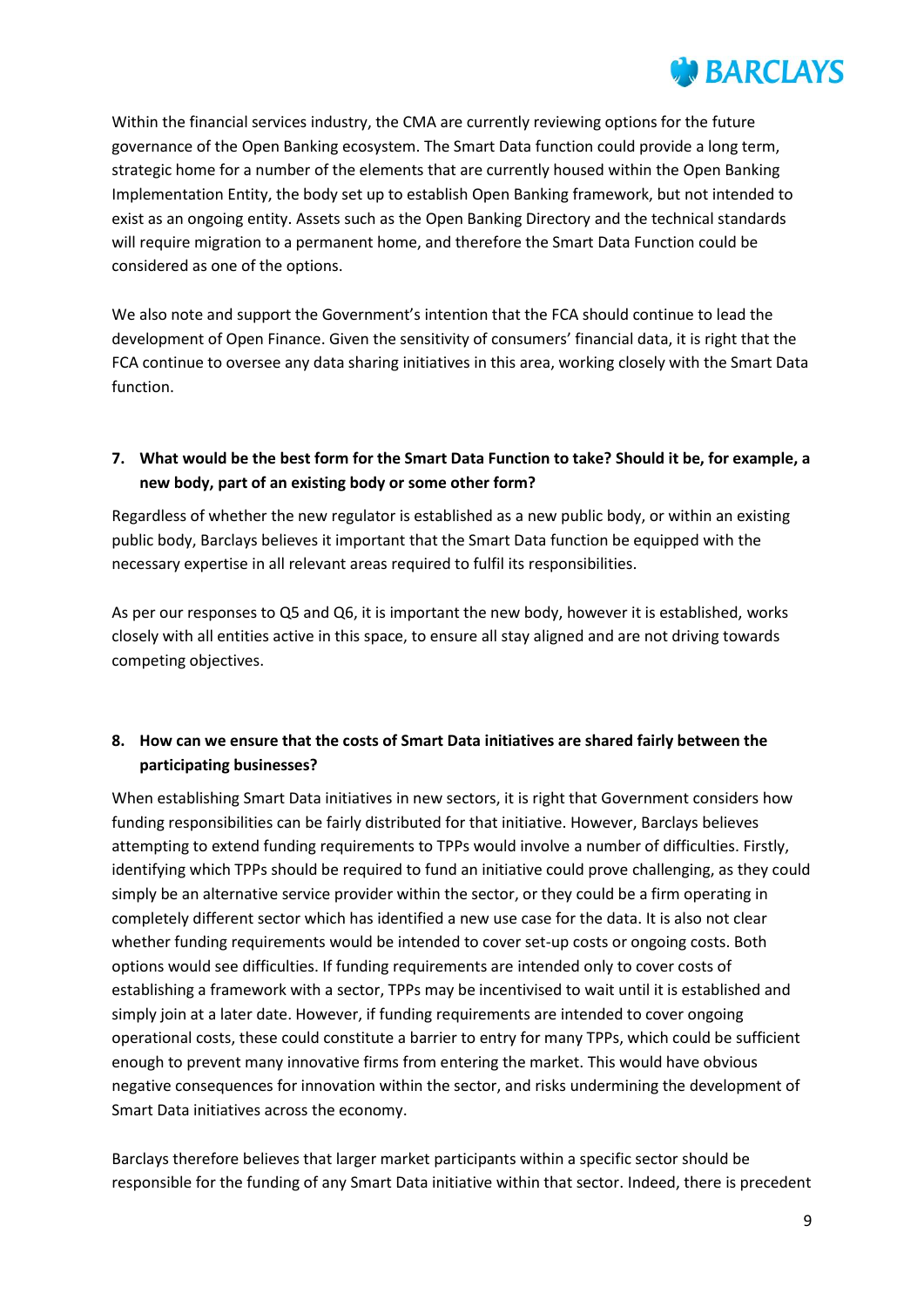Within the financial services industry, the CMA are currently reviewing options for the future governance of the Open Banking ecosystem. The Smart Data function could provide a long term, strategic home for a number of the elements that are currently housed within the Open Banking Implementation Entity, the body set up to establish Open Banking framework, but not intended to exist as an ongoing entity. Assets such as the Open Banking Directory and the technical standards will require migration to a permanent home, and therefore the Smart Data Function could be considered as one of the options.

We also note and support the Government's intention that the FCA should continue to lead the development of Open Finance. Given the sensitivity of consumers' financial data, it is right that the FCA continue to oversee any data sharing initiatives in this area, working closely with the Smart Data function.

**7. What would be the best form for the Smart Data Function to take? Should it be, for example, a new body, part of an existing body or some other form?**

Regardless of whether the new regulator is established as a new public body, or within an existing public body, Barclays believes it important that the Smart Data function be equipped with the necessary expertise in all relevant areas required to fulfil its responsibilities.

As per our responses to Q5 and Q6, it is important the new body, however it is established, works closely with all entities active in this space, to ensure all stay aligned and are not driving towards competing objectives.

**8. How can we ensure that the costs of Smart Data initiatives are shared fairly between the participating businesses?**

When establishing Smart Data initiatives in new sectors, it is right that Government considers how funding responsibilities can be fairly distributed for that initiative. However, Barclays believes attempting to extend funding requirements to TPPs would involve a number of difficulties. Firstly, identifying which TPPs should be required to fund an initiative could prove challenging, as they could simply be an alternative service provider within the sector, or they could be a firm operating in completely different sector which has identified a new use case for the data. It is also not clear whether funding requirements would be intended to cover set-up costs or ongoing costs. Both options would see difficulties. If funding requirements are intended only to cover costs of establishing a framework with a sector, TPPs may be incentivised to wait until it is established and simply join at a later date. However, if funding requirements are intended to cover ongoing operational costs, these could constitute a barrier to entry for many TPPs, which could be sufficient enough to prevent many innovative firms from entering the market. This would have obvious negative consequences for innovation within the sector, and risks undermining the development of Smart Data initiatives across the economy.

Barclays therefore believes that larger market participants within a specific sector should be responsible for the funding of any Smart Data initiative within that sector. Indeed, there is precedent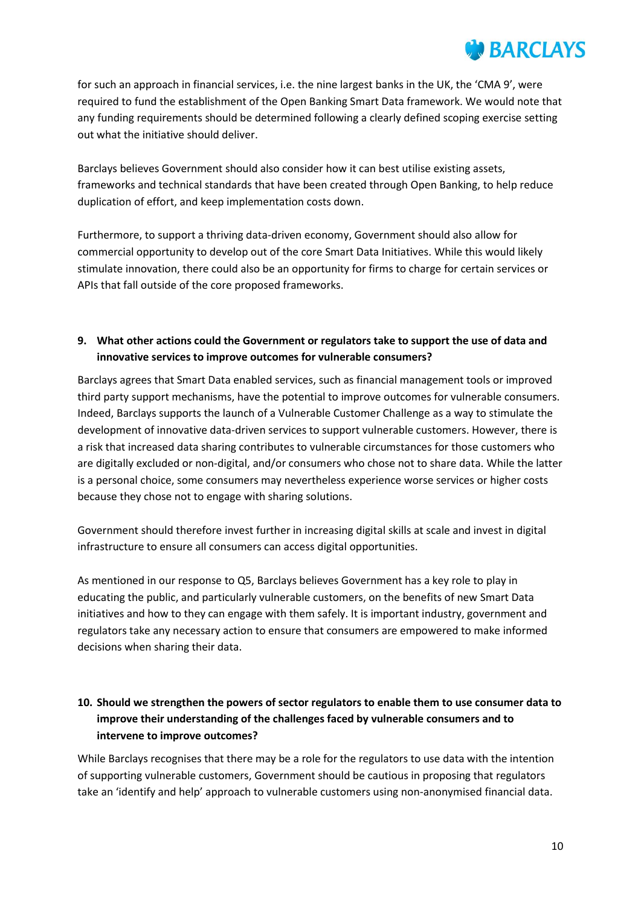for such an approach in financial services, i.e. the nine largest banks in the UK, the 'CMA 9', were required to fund the establishment of the Open Banking Smart Data framework. We would note that any funding requirements should be determined following a clearly defined scoping exercise setting out what the initiative should deliver.

Barclays believes Government should also consider how it can best utilise existing assets, frameworks and technical standards that have been created through Open Banking, to help reduce duplication of effort, and keep implementation costs down.

Furthermore, to support a thriving data-driven economy, Government should also allow for commercial opportunity to develop out of the core Smart Data Initiatives. While this would likely stimulate innovation, there could also be an opportunity for firms to charge for certain services or APIs that fall outside of the core proposed frameworks.

**9. What other actions could the Government or regulators take to support the use of data and innovative services to improve outcomes for vulnerable consumers?**

Barclays agrees that Smart Data enabled services, such as financial management tools or improved third party support mechanisms, have the potential to improve outcomes for vulnerable consumers. Indeed, Barclays supports the launch of a Vulnerable Customer Challenge as a way to stimulate the development of innovative data-driven services to support vulnerable customers. However, there is a risk that increased data sharing contributes to vulnerable circumstances for those customers who are digitally excluded or non-digital, and/or consumers who chose not to share data. While the latter is a personal choice, some consumers may nevertheless experience worse services or higher costs because they chose not to engage with sharing solutions.

Government should therefore invest further in increasing digital skills at scale and invest in digital infrastructure to ensure all consumers can access digital opportunities.

As mentioned in our response to Q5, Barclays believes Government has a key role to play in educating the public, and particularly vulnerable customers, on the benefits of new Smart Data initiatives and how to they can engage with them safely. It is important industry, government and regulators take any necessary action to ensure that consumers are empowered to make informed decisions when sharing their data.

**10. Should we strengthen the powers of sector regulators to enable them to use consumer data to improve their understanding of the challenges faced by vulnerable consumers and to intervene to improve outcomes?**

While Barclays recognises that there may be a role for the regulators to use data with the intention of supporting vulnerable customers, Government should be cautious in proposing that regulators take an 'identify and help' approach to vulnerable customers using non-anonymised financial data.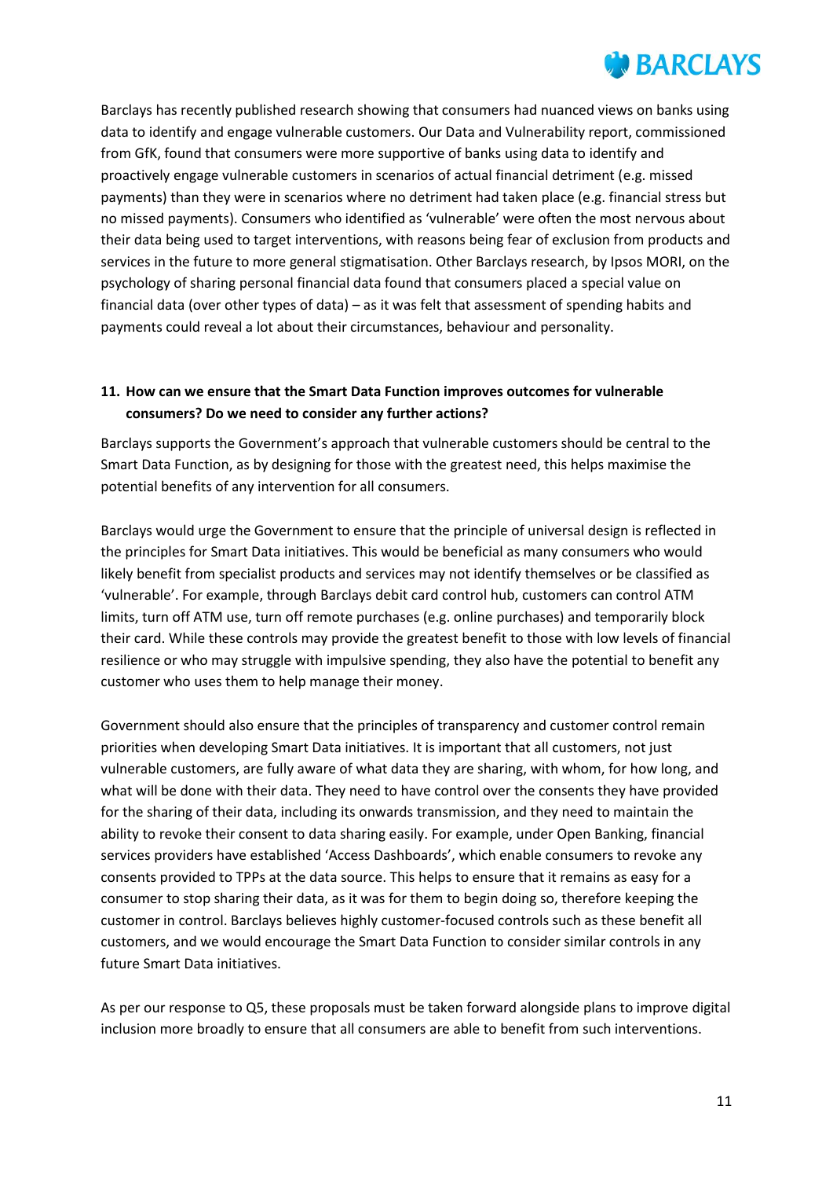Barclays has recently published research showing that consumers had nuanced views on banks using data to identify and engage vulnerable customers. Our Data and Vulnerability report, commissioned from GfK, found that consumers were more supportive of banks using data to identify and proactively engage vulnerable customers in scenarios of actual financial detriment (e.g. missed payments) than they were in scenarios where no detriment had taken place (e.g. financial stress but no missed payments). Consumers who identified as 'vulnerable' were often the most nervous about their data being used to target interventions, with reasons being fear of exclusion from products and services in the future to more general stigmatisation. Other Barclays research, by Ipsos MORI, on the psychology of sharing personal financial data found that consumers placed a special value on financial data (over other types of data) – as it was felt that assessment of spending habits and payments could reveal a lot about their circumstances, behaviour and personality.

**11. How can we ensure that the Smart Data Function improves outcomes for vulnerable consumers? Do we need to consider any further actions?**

Barclays supports the Government's approach that vulnerable customers should be central to the Smart Data Function, as by designing for those with the greatest need, this helps maximise the potential benefits of any intervention for all consumers.

Barclays would urge the Government to ensure that the principle of universal design is reflected in the principles for Smart Data initiatives. This would be beneficial as many consumers who would likely benefit from specialist products and services may not identify themselves or be classified as 'vulnerable'. For example, through Barclays debit card control hub, customers can control ATM limits, turn off ATM use, turn off remote purchases (e.g. online purchases) and temporarily block their card. While these controls may provide the greatest benefit to those with low levels of financial resilience or who may struggle with impulsive spending, they also have the potential to benefit any customer who uses them to help manage their money.

Government should also ensure that the principles of transparency and customer control remain priorities when developing Smart Data initiatives. It is important that all customers, not just vulnerable customers, are fully aware of what data they are sharing, with whom, for how long, and what will be done with their data. They need to have control over the consents they have provided for the sharing of their data, including its onwards transmission, and they need to maintain the ability to revoke their consent to data sharing easily. For example, under Open Banking, financial services providers have established 'Access Dashboards', which enable consumers to revoke any consents provided to TPPs at the data source. This helps to ensure that it remains as easy for a consumer to stop sharing their data, as it was for them to begin doing so, therefore keeping the customer in control. Barclays believes highly customer-focused controls such as these benefit all customers, and we would encourage the Smart Data Function to consider similar controls in any future Smart Data initiatives.

As per our response to Q5, these proposals must be taken forward alongside plans to improve digital inclusion more broadly to ensure that all consumers are able to benefit from such interventions.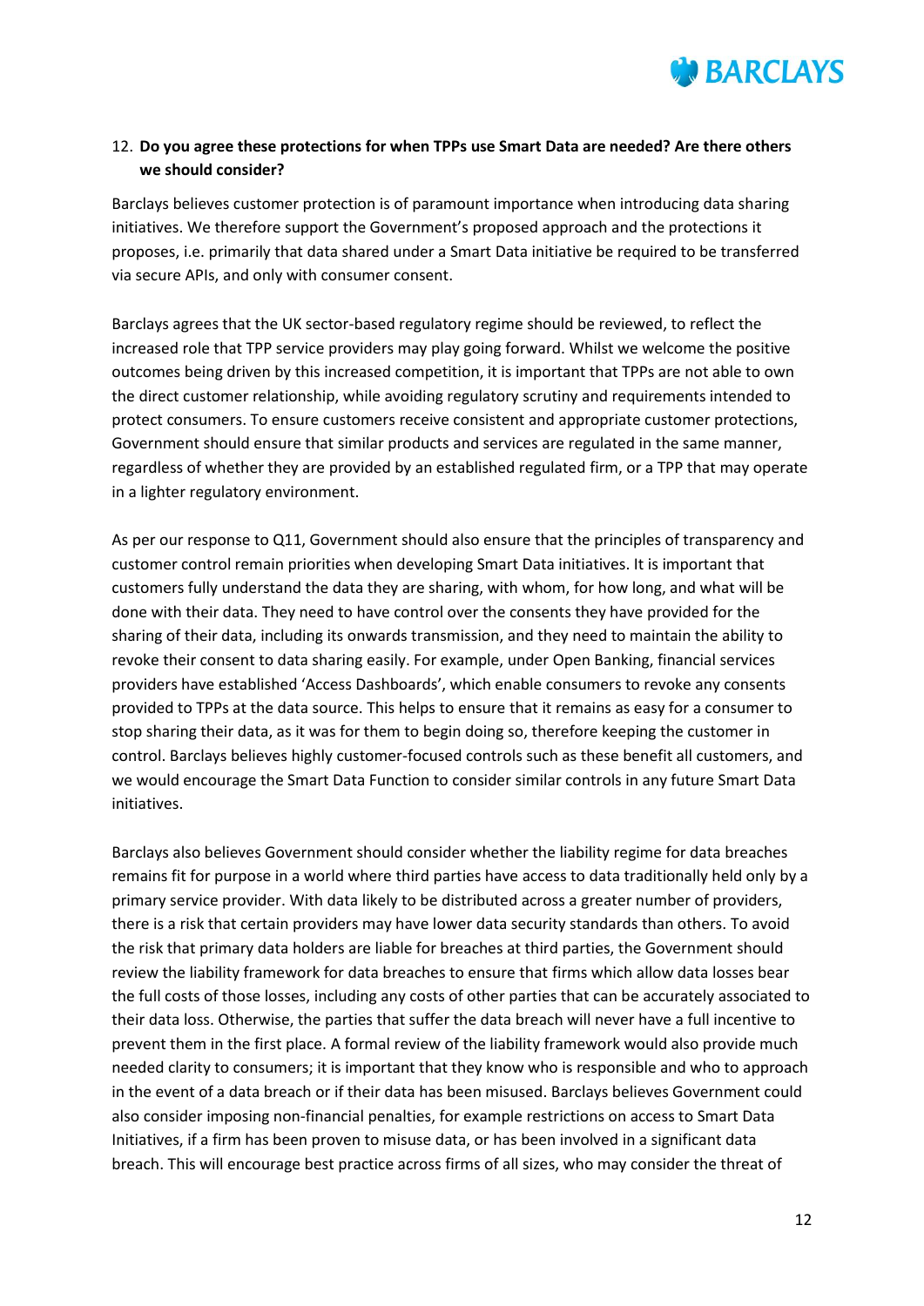12. **Do you agree these protections for when TPPs use Smart Data are needed? Are there others we should consider?**

Barclays believes customer protection is of paramount importance when introducing data sharing initiatives. We therefore support the Government's proposed approach and the protections it proposes, i.e. primarily that data shared under a Smart Data initiative be required to be transferred via secure APIs, and only with consumer consent.

Barclays agrees that the UK sector-based regulatory regime should be reviewed, to reflect the increased role that TPP service providers may play going forward. Whilst we welcome the positive outcomes being driven by this increased competition, it is important that TPPs are not able to own the direct customer relationship, while avoiding regulatory scrutiny and requirements intended to protect consumers. To ensure customers receive consistent and appropriate customer protections, Government should ensure that similar products and services are regulated in the same manner, regardless of whether they are provided by an established regulated firm, or a TPP that may operate in a lighter regulatory environment.

As per our response to Q11, Government should also ensure that the principles of transparency and customer control remain priorities when developing Smart Data initiatives. It is important that customers fully understand the data they are sharing, with whom, for how long, and what will be done with their data. They need to have control over the consents they have provided for the sharing of their data, including its onwards transmission, and they need to maintain the ability to revoke their consent to data sharing easily. For example, under Open Banking, financial services providers have established 'Access Dashboards', which enable consumers to revoke any consents provided to TPPs at the data source. This helps to ensure that it remains as easy for a consumer to stop sharing their data, as it was for them to begin doing so, therefore keeping the customer in control. Barclays believes highly customer-focused controls such as these benefit all customers, and we would encourage the Smart Data Function to consider similar controls in any future Smart Data initiatives.

Barclays also believes Government should consider whether the liability regime for data breaches remains fit for purpose in a world where third parties have access to data traditionally held only by a primary service provider. With data likely to be distributed across a greater number of providers, there is a risk that certain providers may have lower data security standards than others. To avoid the risk that primary data holders are liable for breaches at third parties, the Government should review the liability framework for data breaches to ensure that firms which allow data losses bear the full costs of those losses, including any costs of other parties that can be accurately associated to their data loss. Otherwise, the parties that suffer the data breach will never have a full incentive to prevent them in the first place. A formal review of the liability framework would also provide much needed clarity to consumers; it is important that they know who is responsible and who to approach in the event of a data breach or if their data has been misused. Barclays believes Government could also consider imposing non-financial penalties, for example restrictions on access to Smart Data Initiatives, if a firm has been proven to misuse data, or has been involved in a significant data breach. This will encourage best practice across firms of all sizes, who may consider the threat of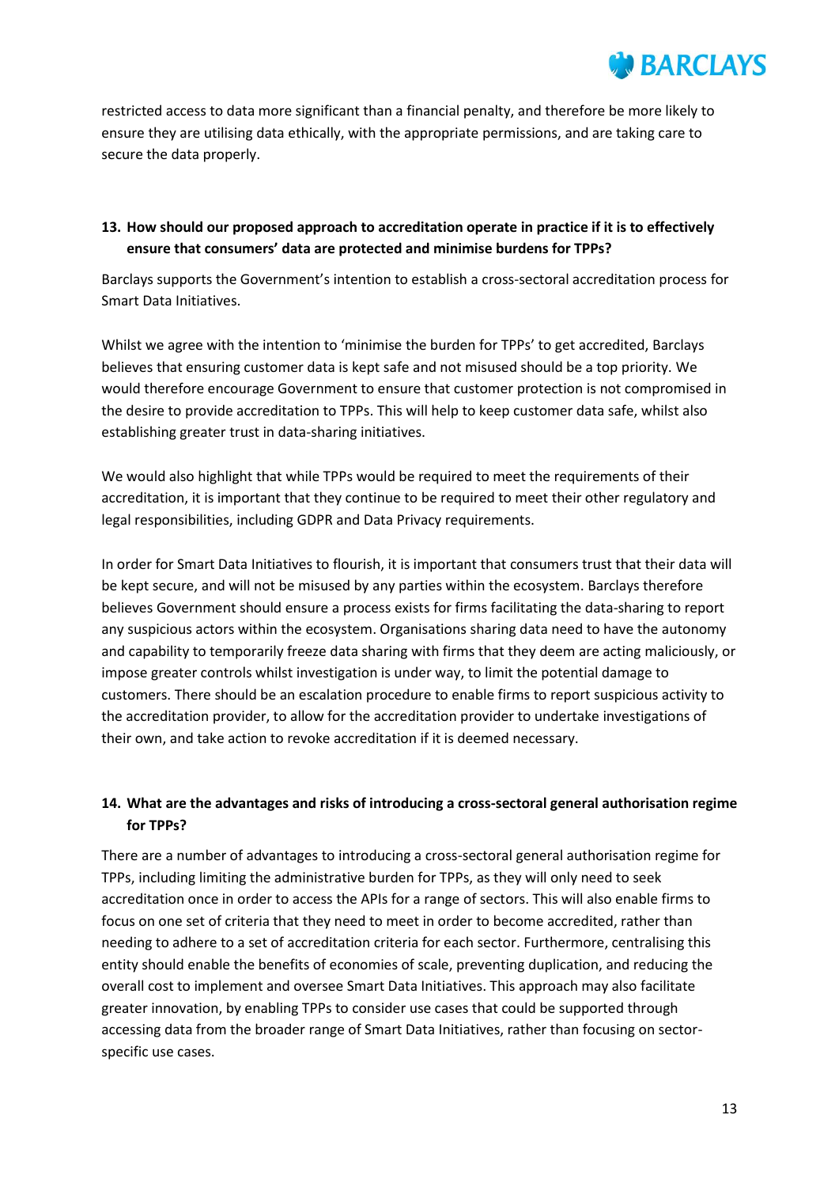restricted access to data more significant than a financial penalty, and therefore be more likely to ensure they are utilising data ethically, with the appropriate permissions, and are taking care to secure the data properly.

**13. How should our proposed approach to accreditation operate in practice if it is to effectively ensure that consumers' data are protected and minimise burdens for TPPs?**

Barclays supports the Government's intention to establish a cross-sectoral accreditation process for Smart Data Initiatives.

Whilst we agree with the intention to 'minimise the burden for TPPs' to get accredited, Barclays believes that ensuring customer data is kept safe and not misused should be a top priority. We would therefore encourage Government to ensure that customer protection is not compromised in the desire to provide accreditation to TPPs. This will help to keep customer data safe, whilst also establishing greater trust in data-sharing initiatives.

We would also highlight that while TPPs would be required to meet the requirements of their accreditation, it is important that they continue to be required to meet their other regulatory and legal responsibilities, including GDPR and Data Privacy requirements.

In order for Smart Data Initiatives to flourish, it is important that consumers trust that their data will be kept secure, and will not be misused by any parties within the ecosystem. Barclays therefore believes Government should ensure a process exists for firms facilitating the data-sharing to report any suspicious actors within the ecosystem. Organisations sharing data need to have the autonomy and capability to temporarily freeze data sharing with firms that they deem are acting maliciously, or impose greater controls whilst investigation is under way, to limit the potential damage to customers. There should be an escalation procedure to enable firms to report suspicious activity to the accreditation provider, to allow for the accreditation provider to undertake investigations of their own, and take action to revoke accreditation if it is deemed necessary.

**14. What are the advantages and risks of introducing a cross-sectoral general authorisation regime for TPPs?**

There are a number of advantages to introducing a cross-sectoral general authorisation regime for TPPs, including limiting the administrative burden for TPPs, as they will only need to seek accreditation once in order to access the APIs for a range of sectors. This will also enable firms to focus on one set of criteria that they need to meet in order to become accredited, rather than needing to adhere to a set of accreditation criteria for each sector. Furthermore, centralising this entity should enable the benefits of economies of scale, preventing duplication, and reducing the overall cost to implement and oversee Smart Data Initiatives. This approach may also facilitate greater innovation, by enabling TPPs to consider use cases that could be supported through accessing data from the broader range of Smart Data Initiatives, rather than focusing on sector-specific use cases.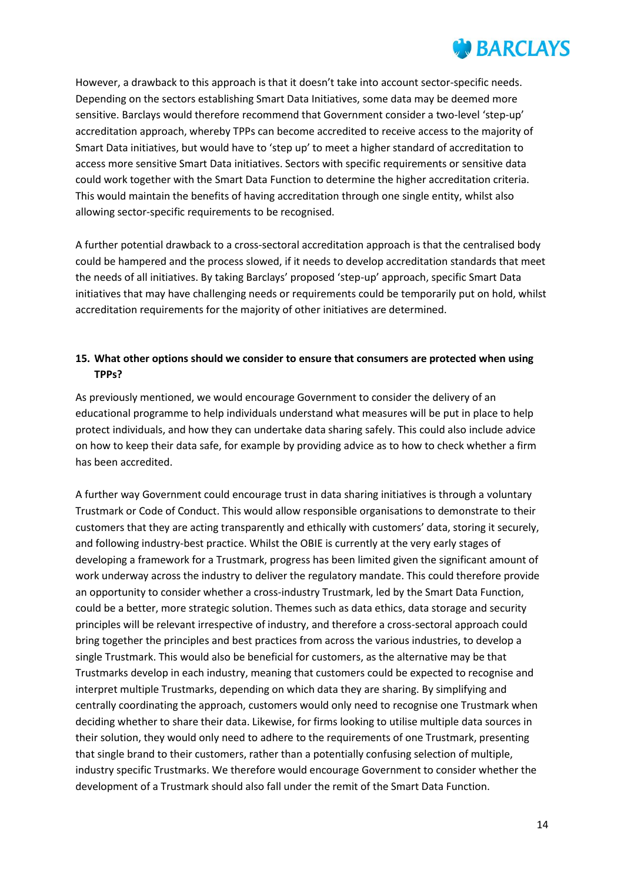However, a drawback to this approach is that it doesn't take into account sector-specific needs. Depending on the sectors establishing Smart Data Initiatives, some data may be deemed more sensitive. Barclays would therefore recommend that Government consider a two-level 'step-up' accreditation approach, whereby TPPs can become accredited to receive access to the majority of Smart Data initiatives, but would have to 'step up' to meet a higher standard of accreditation to access more sensitive Smart Data initiatives. Sectors with specific requirements or sensitive data could work together with the Smart Data Function to determine the higher accreditation criteria. This would maintain the benefits of having accreditation through one single entity, whilst also allowing sector-specific requirements to be recognised.

A further potential drawback to a cross-sectoral accreditation approach is that the centralised body could be hampered and the process slowed, if it needs to develop accreditation standards that meet the needs of all initiatives. By taking Barclays' proposed 'step-up' approach, specific Smart Data initiatives that may have challenging needs or requirements could be temporarily put on hold, whilst accreditation requirements for the majority of other initiatives are determined.

**15. What other options should we consider to ensure that consumers are protected when using TPPs?**

As previously mentioned, we would encourage Government to consider the delivery of an educational programme to help individuals understand what measures will be put in place to help protect individuals, and how they can undertake data sharing safely. This could also include advice on how to keep their data safe, for example by providing advice as to how to check whether a firm has been accredited.

A further way Government could encourage trust in data sharing initiatives is through a voluntary Trustmark or Code of Conduct. This would allow responsible organisations to demonstrate to their customers that they are acting transparently and ethically with customers' data, storing it securely, and following industry-best practice. Whilst the OBIE is currently at the very early stages of developing a framework for a Trustmark, progress has been limited given the significant amount of work underway across the industry to deliver the regulatory mandate. This could therefore provide an opportunity to consider whether a cross-industry Trustmark, led by the Smart Data Function, could be a better, more strategic solution. Themes such as data ethics, data storage and security principles will be relevant irrespective of industry, and therefore a cross-sectoral approach could bring together the principles and best practices from across the various industries, to develop a single Trustmark. This would also be beneficial for customers, as the alternative may be that Trustmarks develop in each industry, meaning that customers could be expected to recognise and interpret multiple Trustmarks, depending on which data they are sharing. By simplifying and centrally coordinating the approach, customers would only need to recognise one Trustmark when deciding whether to share their data. Likewise, for firms looking to utilise multiple data sources in their solution, they would only need to adhere to the requirements of one Trustmark, presenting that single brand to their customers, rather than a potentially confusing selection of multiple, industry specific Trustmarks. We therefore would encourage Government to consider whether the development of a Trustmark should also fall under the remit of the Smart Data Function.